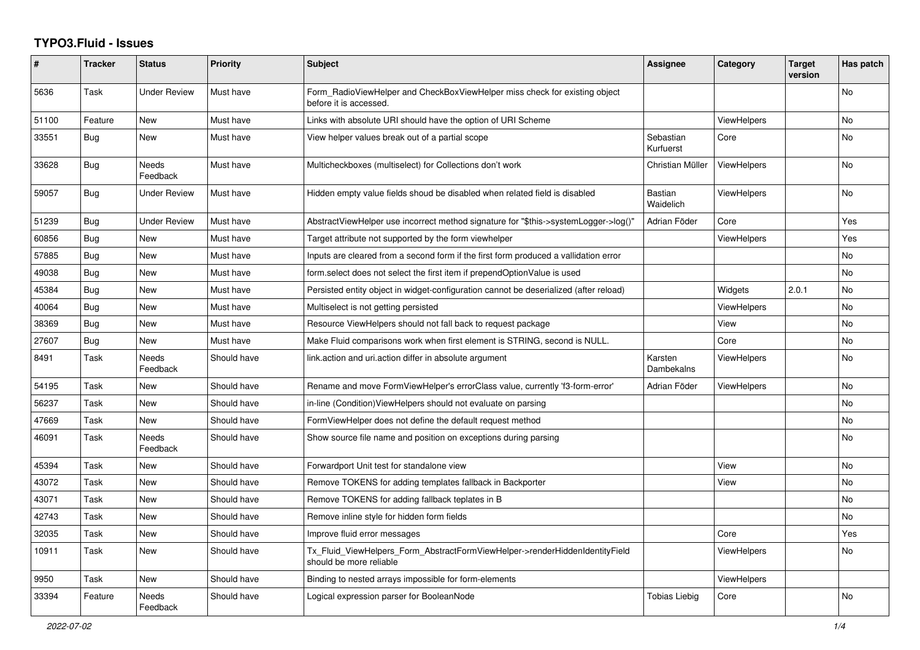# TYPO3.Fluid - Issues

| # | Tracker | Status | Priority | Subject | Assignee | Category | Target version | Has patch |
|---|---|---|---|---|---|---|---|---|
| 5636 | Task | Under Review | Must have | Form_RadioViewHelper and CheckBoxViewHelper miss check for existing object before it is accessed. | | | | No |
| 51100 | Feature | New | Must have | Links with absolute URI should have the option of URI Scheme | | ViewHelpers | | No |
| 33551 | Bug | New | Must have | View helper values break out of a partial scope | Sebastian Kurfuerst | Core | | No |
| 33628 | Bug | Needs Feedback | Must have | Multicheckboxes (multiselect) for Collections don't work | Christian Müller | ViewHelpers | | No |
| 59057 | Bug | Under Review | Must have | Hidden empty value fields shoud be disabled when related field is disabled | Bastian Waidelich | ViewHelpers | | No |
| 51239 | Bug | Under Review | Must have | AbstractViewHelper use incorrect method signature for "$this->systemLogger->log()" | Adrian Föder | Core | | Yes |
| 60856 | Bug | New | Must have | Target attribute not supported by the form viewhelper | | ViewHelpers | | Yes |
| 57885 | Bug | New | Must have | Inputs are cleared from a second form if the first form produced a vallidation error | | | | No |
| 49038 | Bug | New | Must have | form.select does not select the first item if prependOptionValue is used | | | | No |
| 45384 | Bug | New | Must have | Persisted entity object in widget-configuration cannot be deserialized (after reload) | | Widgets | 2.0.1 | No |
| 40064 | Bug | New | Must have | Multiselect is not getting persisted | | ViewHelpers | | No |
| 38369 | Bug | New | Must have | Resource ViewHelpers should not fall back to request package | | View | | No |
| 27607 | Bug | New | Must have | Make Fluid comparisons work when first element is STRING, second is NULL. | | Core | | No |
| 8491 | Task | Needs Feedback | Should have | link.action and uri.action differ in absolute argument | Karsten Dambekalns | ViewHelpers | | No |
| 54195 | Task | New | Should have | Rename and move FormViewHelper's errorClass value, currently 'f3-form-error' | Adrian Föder | ViewHelpers | | No |
| 56237 | Task | New | Should have | in-line (Condition)ViewHelpers should not evaluate on parsing | | | | No |
| 47669 | Task | New | Should have | FormViewHelper does not define the default request method | | | | No |
| 46091 | Task | Needs Feedback | Should have | Show source file name and position on exceptions during parsing | | | | No |
| 45394 | Task | New | Should have | Forwardport Unit test for standalone view | | View | | No |
| 43072 | Task | New | Should have | Remove TOKENS for adding templates fallback in Backporter | | View | | No |
| 43071 | Task | New | Should have | Remove TOKENS for adding fallback teplates in B | | | | No |
| 42743 | Task | New | Should have | Remove inline style for hidden form fields | | | | No |
| 32035 | Task | New | Should have | Improve fluid error messages | | Core | | Yes |
| 10911 | Task | New | Should have | Tx_Fluid_ViewHelpers_Form_AbstractFormViewHelper->renderHiddenIdentityField should be more reliable | | ViewHelpers | | No |
| 9950 | Task | New | Should have | Binding to nested arrays impossible for form-elements | | ViewHelpers | | |
| 33394 | Feature | Needs Feedback | Should have | Logical expression parser for BooleanNode | Tobias Liebig | Core | | No |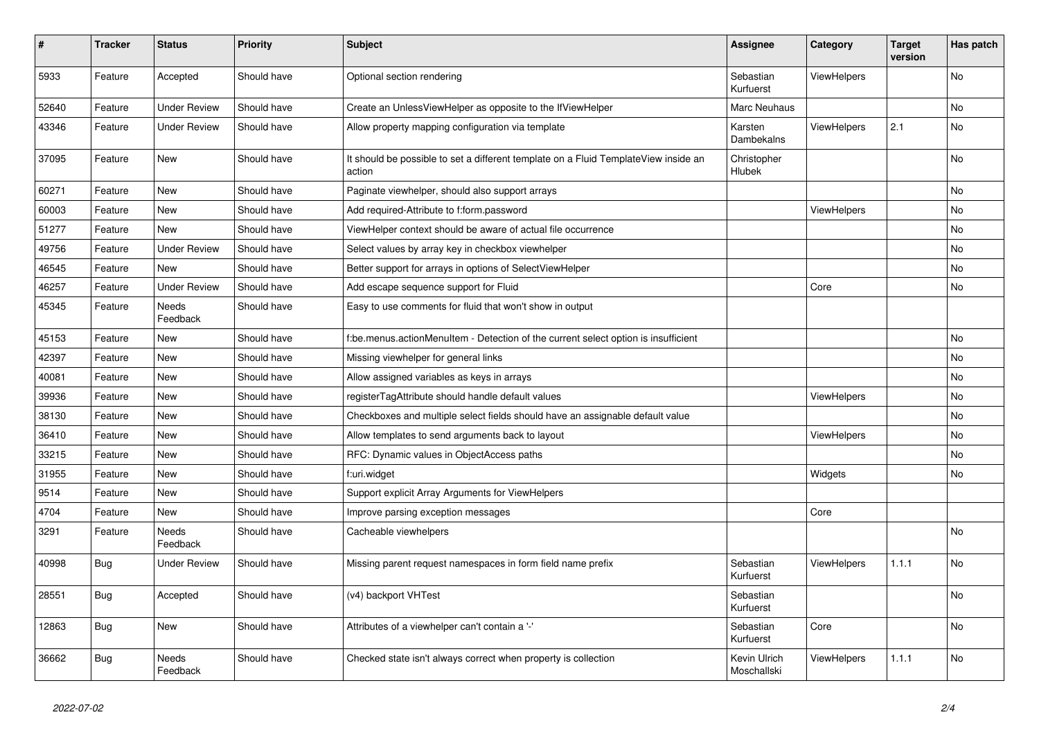| # | Tracker | Status | Priority | Subject | Assignee | Category | Target version | Has patch |
|---|---|---|---|---|---|---|---|---|
| 5933 | Feature | Accepted | Should have | Optional section rendering | Sebastian Kurfuerst | ViewHelpers | | No |
| 52640 | Feature | Under Review | Should have | Create an UnlessViewHelper as opposite to the IfViewHelper | Marc Neuhaus | | | No |
| 43346 | Feature | Under Review | Should have | Allow property mapping configuration via template | Karsten Dambekalns | ViewHelpers | 2.1 | No |
| 37095 | Feature | New | Should have | It should be possible to set a different template on a Fluid TemplateView inside an action | Christopher Hlubek | | | No |
| 60271 | Feature | New | Should have | Paginate viewhelper, should also support arrays | | | | No |
| 60003 | Feature | New | Should have | Add required-Attribute to f:form.password | | ViewHelpers | | No |
| 51277 | Feature | New | Should have | ViewHelper context should be aware of actual file occurrence | | | | No |
| 49756 | Feature | Under Review | Should have | Select values by array key in checkbox viewhelper | | | | No |
| 46545 | Feature | New | Should have | Better support for arrays in options of SelectViewHelper | | | | No |
| 46257 | Feature | Under Review | Should have | Add escape sequence support for Fluid | | Core | | No |
| 45345 | Feature | Needs Feedback | Should have | Easy to use comments for fluid that won't show in output | | | | |
| 45153 | Feature | New | Should have | f:be.menus.actionMenuItem - Detection of the current select option is insufficient | | | | No |
| 42397 | Feature | New | Should have | Missing viewhelper for general links | | | | No |
| 40081 | Feature | New | Should have | Allow assigned variables as keys in arrays | | | | No |
| 39936 | Feature | New | Should have | registerTagAttribute should handle default values | | ViewHelpers | | No |
| 38130 | Feature | New | Should have | Checkboxes and multiple select fields should have an assignable default value | | | | No |
| 36410 | Feature | New | Should have | Allow templates to send arguments back to layout | | ViewHelpers | | No |
| 33215 | Feature | New | Should have | RFC: Dynamic values in ObjectAccess paths | | | | No |
| 31955 | Feature | New | Should have | f:uri.widget | | Widgets | | No |
| 9514 | Feature | New | Should have | Support explicit Array Arguments for ViewHelpers | | | | |
| 4704 | Feature | New | Should have | Improve parsing exception messages | | Core | | |
| 3291 | Feature | Needs Feedback | Should have | Cacheable viewhelpers | | | | No |
| 40998 | Bug | Under Review | Should have | Missing parent request namespaces in form field name prefix | Sebastian Kurfuerst | ViewHelpers | 1.1.1 | No |
| 28551 | Bug | Accepted | Should have | (v4) backport VHTest | Sebastian Kurfuerst | | | No |
| 12863 | Bug | New | Should have | Attributes of a viewhelper can't contain a '-' | Sebastian Kurfuerst | Core | | No |
| 36662 | Bug | Needs Feedback | Should have | Checked state isn't always correct when property is collection | Kevin Ulrich Moschallski | ViewHelpers | 1.1.1 | No |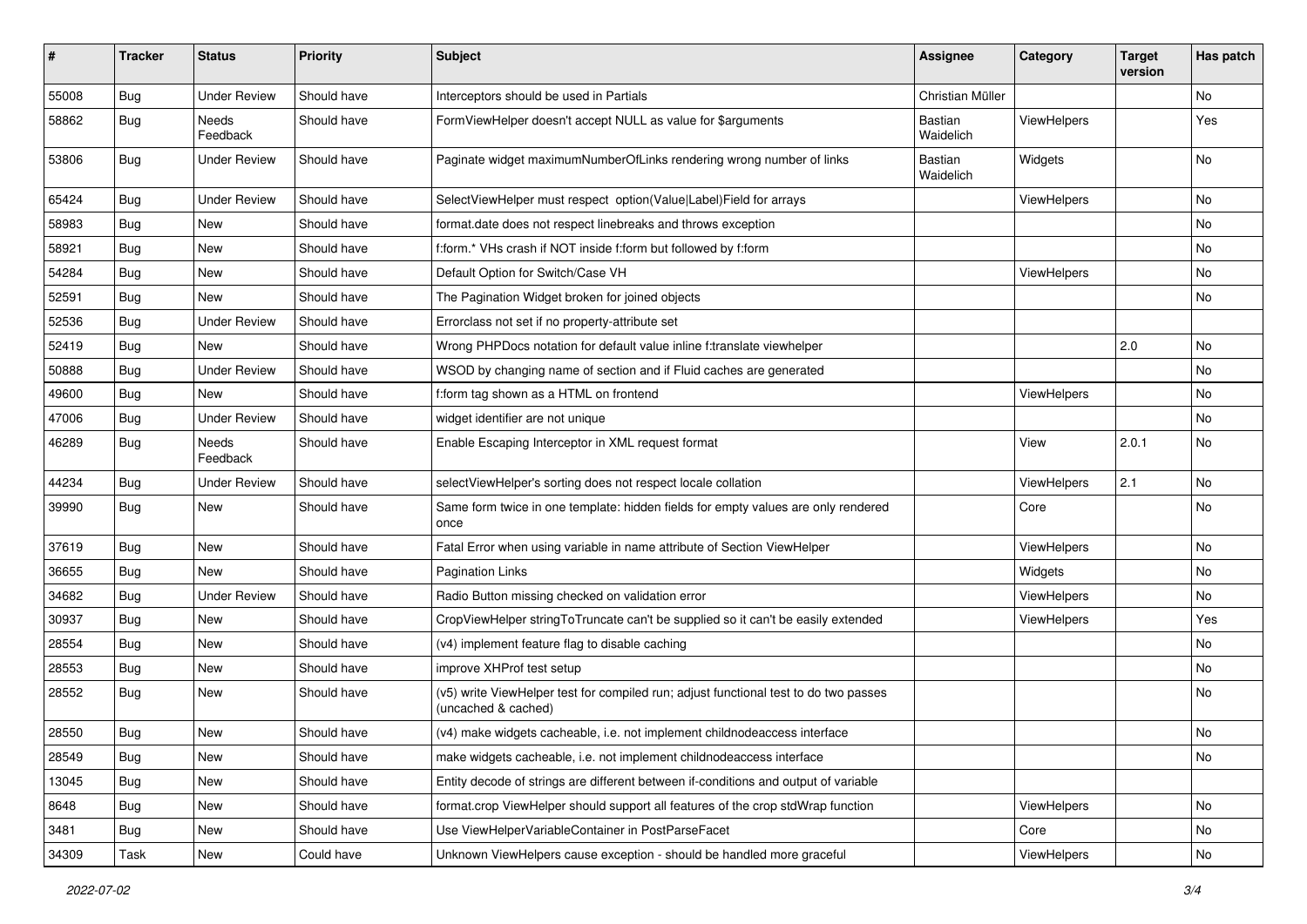| # | Tracker | Status | Priority | Subject | Assignee | Category | Target version | Has patch |
|---|---|---|---|---|---|---|---|---|
| 55008 | Bug | Under Review | Should have | Interceptors should be used in Partials | Christian Müller | | | No |
| 58862 | Bug | Needs Feedback | Should have | FormViewHelper doesn't accept NULL as value for $arguments | Bastian Waidelich | ViewHelpers | | Yes |
| 53806 | Bug | Under Review | Should have | Paginate widget maximumNumberOfLinks rendering wrong number of links | Bastian Waidelich | Widgets | | No |
| 65424 | Bug | Under Review | Should have | SelectViewHelper must respect option(Value\|Label)Field for arrays | | ViewHelpers | | No |
| 58983 | Bug | New | Should have | format.date does not respect linebreaks and throws exception | | | | No |
| 58921 | Bug | New | Should have | f:form.* VHs crash if NOT inside f:form but followed by f:form | | | | No |
| 54284 | Bug | New | Should have | Default Option for Switch/Case VH | | ViewHelpers | | No |
| 52591 | Bug | New | Should have | The Pagination Widget broken for joined objects | | | | No |
| 52536 | Bug | Under Review | Should have | Errorclass not set if no property-attribute set | | | | |
| 52419 | Bug | New | Should have | Wrong PHPDocs notation for default value inline f:translate viewhelper | | | 2.0 | No |
| 50888 | Bug | Under Review | Should have | WSOD by changing name of section and if Fluid caches are generated | | | | No |
| 49600 | Bug | New | Should have | f:form tag shown as a HTML on frontend | | ViewHelpers | | No |
| 47006 | Bug | Under Review | Should have | widget identifier are not unique | | | | No |
| 46289 | Bug | Needs Feedback | Should have | Enable Escaping Interceptor in XML request format | | View | 2.0.1 | No |
| 44234 | Bug | Under Review | Should have | selectViewHelper's sorting does not respect locale collation | | ViewHelpers | 2.1 | No |
| 39990 | Bug | New | Should have | Same form twice in one template: hidden fields for empty values are only rendered once | | Core | | No |
| 37619 | Bug | New | Should have | Fatal Error when using variable in name attribute of Section ViewHelper | | ViewHelpers | | No |
| 36655 | Bug | New | Should have | Pagination Links | | Widgets | | No |
| 34682 | Bug | Under Review | Should have | Radio Button missing checked on validation error | | ViewHelpers | | No |
| 30937 | Bug | New | Should have | CropViewHelper stringToTruncate can't be supplied so it can't be easily extended | | ViewHelpers | | Yes |
| 28554 | Bug | New | Should have | (v4) implement feature flag to disable caching | | | | No |
| 28553 | Bug | New | Should have | improve XHProf test setup | | | | No |
| 28552 | Bug | New | Should have | (v5) write ViewHelper test for compiled run; adjust functional test to do two passes (uncached & cached) | | | | No |
| 28550 | Bug | New | Should have | (v4) make widgets cacheable, i.e. not implement childnodeaccess interface | | | | No |
| 28549 | Bug | New | Should have | make widgets cacheable, i.e. not implement childnodeaccess interface | | | | No |
| 13045 | Bug | New | Should have | Entity decode of strings are different between if-conditions and output of variable | | | | |
| 8648 | Bug | New | Should have | format.crop ViewHelper should support all features of the crop stdWrap function | | ViewHelpers | | No |
| 3481 | Bug | New | Should have | Use ViewHelperVariableContainer in PostParseFacet | | Core | | No |
| 34309 | Task | New | Could have | Unknown ViewHelpers cause exception - should be handled more graceful | | ViewHelpers | | No |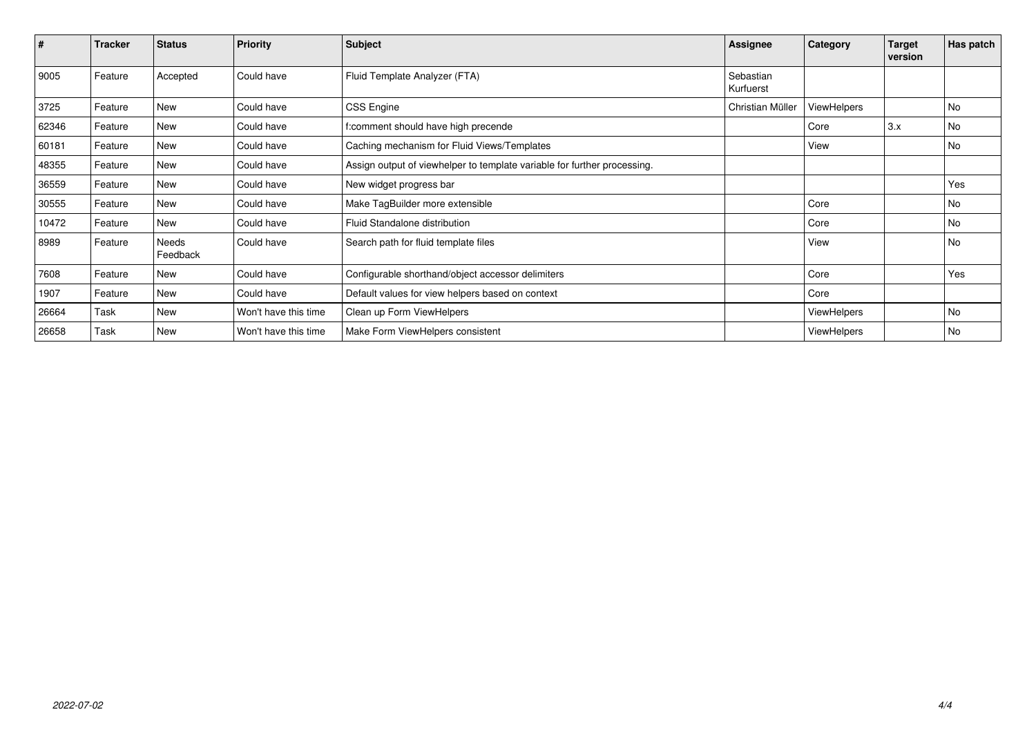| # | Tracker | Status | Priority | Subject | Assignee | Category | Target version | Has patch |
|---|---|---|---|---|---|---|---|---|
| 9005 | Feature | Accepted | Could have | Fluid Template Analyzer (FTA) | Sebastian Kurfuerst | | | |
| 3725 | Feature | New | Could have | CSS Engine | Christian Müller | ViewHelpers | | No |
| 62346 | Feature | New | Could have | f:comment should have high precende | | Core | 3.x | No |
| 60181 | Feature | New | Could have | Caching mechanism for Fluid Views/Templates | | View | | No |
| 48355 | Feature | New | Could have | Assign output of viewhelper to template variable for further processing. | | | | |
| 36559 | Feature | New | Could have | New widget progress bar | | | | Yes |
| 30555 | Feature | New | Could have | Make TagBuilder more extensible | | Core | | No |
| 10472 | Feature | New | Could have | Fluid Standalone distribution | | Core | | No |
| 8989 | Feature | Needs Feedback | Could have | Search path for fluid template files | | View | | No |
| 7608 | Feature | New | Could have | Configurable shorthand/object accessor delimiters | | Core | | Yes |
| 1907 | Feature | New | Could have | Default values for view helpers based on context | | Core | | |
| 26664 | Task | New | Won't have this time | Clean up Form ViewHelpers | | ViewHelpers | | No |
| 26658 | Task | New | Won't have this time | Make Form ViewHelpers consistent | | ViewHelpers | | No |